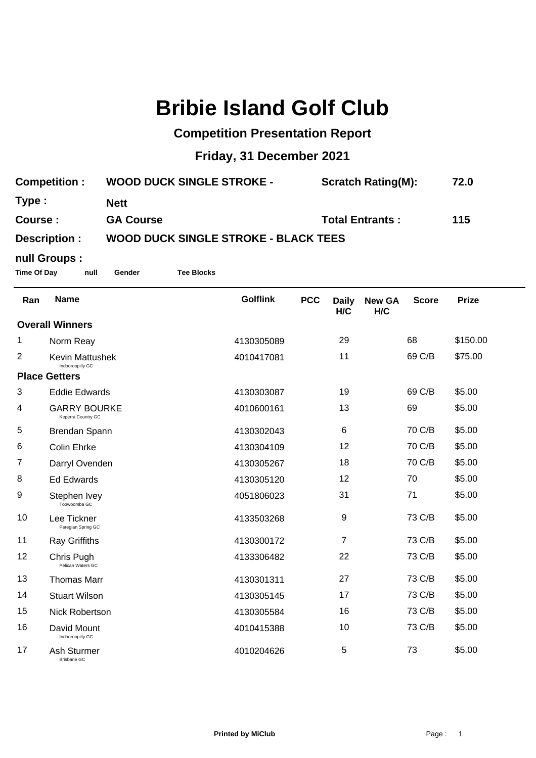# Bribie Island Golf Club

## Competition Presentation Report

## Friday, 31 December 2021

**Competition :** WOOD DUCK SINGLE STROKE - **Scratch Rating(M):** 72.0

**Type :** Nett

**Course :** GA Course **Total Entrants :** 115

**Description :** WOOD DUCK SINGLE STROKE - BLACK TEES

**null Groups :**

**Time Of Day** **null** **Gender** **Tee Blocks**

| Ran | Name | Golflink | PCC | Daily H/C | New GA H/C | Score | Prize |
|---|---|---|---|---|---|---|---|
| **Overall Winners** | | | | | | | |
| 1 | Norm Reay | 4130305089 | | 29 | | 68 | $150.00 |
| 2 | Kevin Mattushek<br>Indooroopilly GC | 4010417081 | | 11 | | 69 C/B | $75.00 |
| **Place Getters** | | | | | | | |
| 3 | Eddie Edwards | 4130303087 | | 19 | | 69 C/B | $5.00 |
| 4 | GARRY BOURKE<br>Keperra Country GC | 4010600161 | | 13 | | 69 | $5.00 |
| 5 | Brendan Spann | 4130302043 | | 6 | | 70 C/B | $5.00 |
| 6 | Colin Ehrke | 4130304109 | | 12 | | 70 C/B | $5.00 |
| 7 | Darryl Ovenden | 4130305267 | | 18 | | 70 C/B | $5.00 |
| 8 | Ed Edwards | 4130305120 | | 12 | | 70 | $5.00 |
| 9 | Stephen Ivey<br>Toowoomba GC | 4051806023 | | 31 | | 71 | $5.00 |
| 10 | Lee Tickner<br>Peregian Spring GC | 4133503268 | | 9 | | 73 C/B | $5.00 |
| 11 | Ray Griffiths | 4130300172 | | 7 | | 73 C/B | $5.00 |
| 12 | Chris Pugh<br>Pelican Waters GC | 4133306482 | | 22 | | 73 C/B | $5.00 |
| 13 | Thomas Marr | 4130301311 | | 27 | | 73 C/B | $5.00 |
| 14 | Stuart Wilson | 4130305145 | | 17 | | 73 C/B | $5.00 |
| 15 | Nick Robertson | 4130305584 | | 16 | | 73 C/B | $5.00 |
| 16 | David Mount<br>Indooroopilly GC | 4010415388 | | 10 | | 73 C/B | $5.00 |
| 17 | Ash Sturmer<br>Brisbane GC | 4010204626 | | 5 | | 73 | $5.00 |

**Printed by MiClub**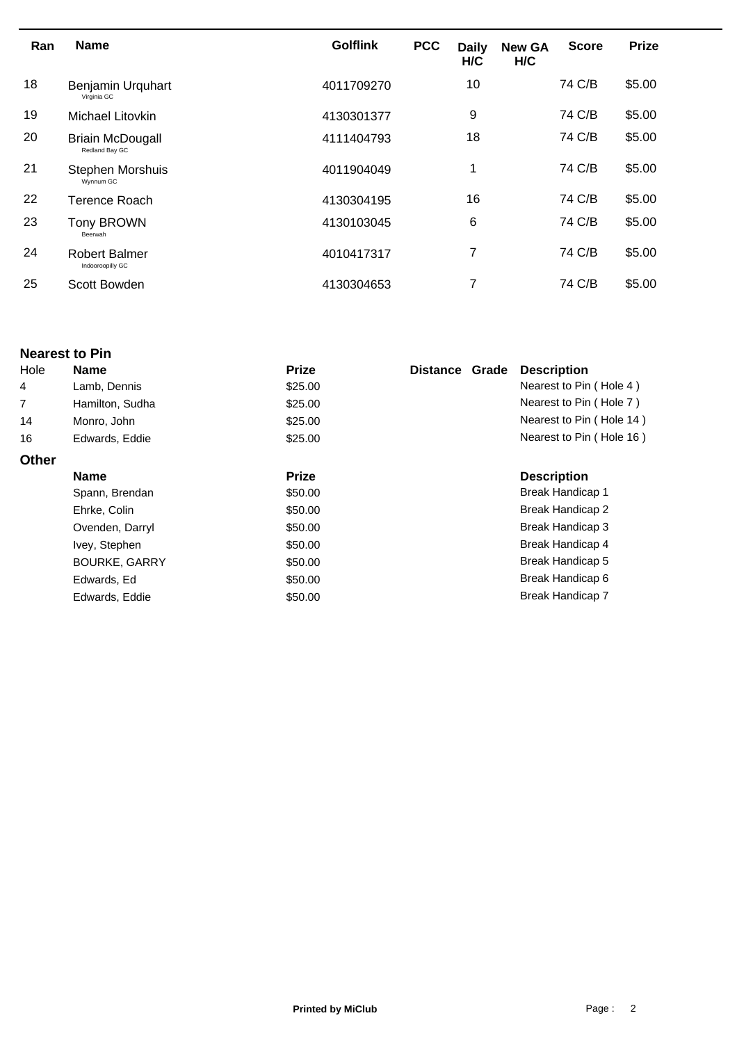| Ran | Name | Golflink | PCC | Daily H/C | New GA H/C | Score | Prize |
|---|---|---|---|---|---|---|---|
| 18 | Benjamin Urquhart<br>Virginia GC | 4011709270 | | 10 | | 74 C/B | $5.00 |
| 19 | Michael Litovkin | 4130301377 | | 9 | | 74 C/B | $5.00 |
| 20 | Briain McDougall<br>Redland Bay GC | 4111404793 | | 18 | | 74 C/B | $5.00 |
| 21 | Stephen Morshuis<br>Wynnum GC | 4011904049 | | 1 | | 74 C/B | $5.00 |
| 22 | Terence Roach | 4130304195 | | 16 | | 74 C/B | $5.00 |
| 23 | Tony BROWN<br>Beerwah | 4130103045 | | 6 | | 74 C/B | $5.00 |
| 24 | Robert Balmer<br>Indooroopilly GC | 4010417317 | | 7 | | 74 C/B | $5.00 |
| 25 | Scott Bowden | 4130304653 | | 7 | | 74 C/B | $5.00 |

## Nearest to Pin

| Hole | Name | Prize | Distance | Grade | Description |
|---|---|---|---|---|---|
| 4 | Lamb, Dennis | $25.00 | | | Nearest to Pin ( Hole 4 ) |
| 7 | Hamilton, Sudha | $25.00 | | | Nearest to Pin ( Hole 7 ) |
| 14 | Monro, John | $25.00 | | | Nearest to Pin ( Hole 14 ) |
| 16 | Edwards, Eddie | $25.00 | | | Nearest to Pin ( Hole 16 ) |

## Other

| Name | Prize | Description |
|---|---|---|
| Spann, Brendan | $50.00 | Break Handicap 1 |
| Ehrke, Colin | $50.00 | Break Handicap 2 |
| Ovenden, Darryl | $50.00 | Break Handicap 3 |
| Ivey, Stephen | $50.00 | Break Handicap 4 |
| BOURKE, GARRY | $50.00 | Break Handicap 5 |
| Edwards, Ed | $50.00 | Break Handicap 6 |
| Edwards, Eddie | $50.00 | Break Handicap 7 |

**Printed by MiClub**